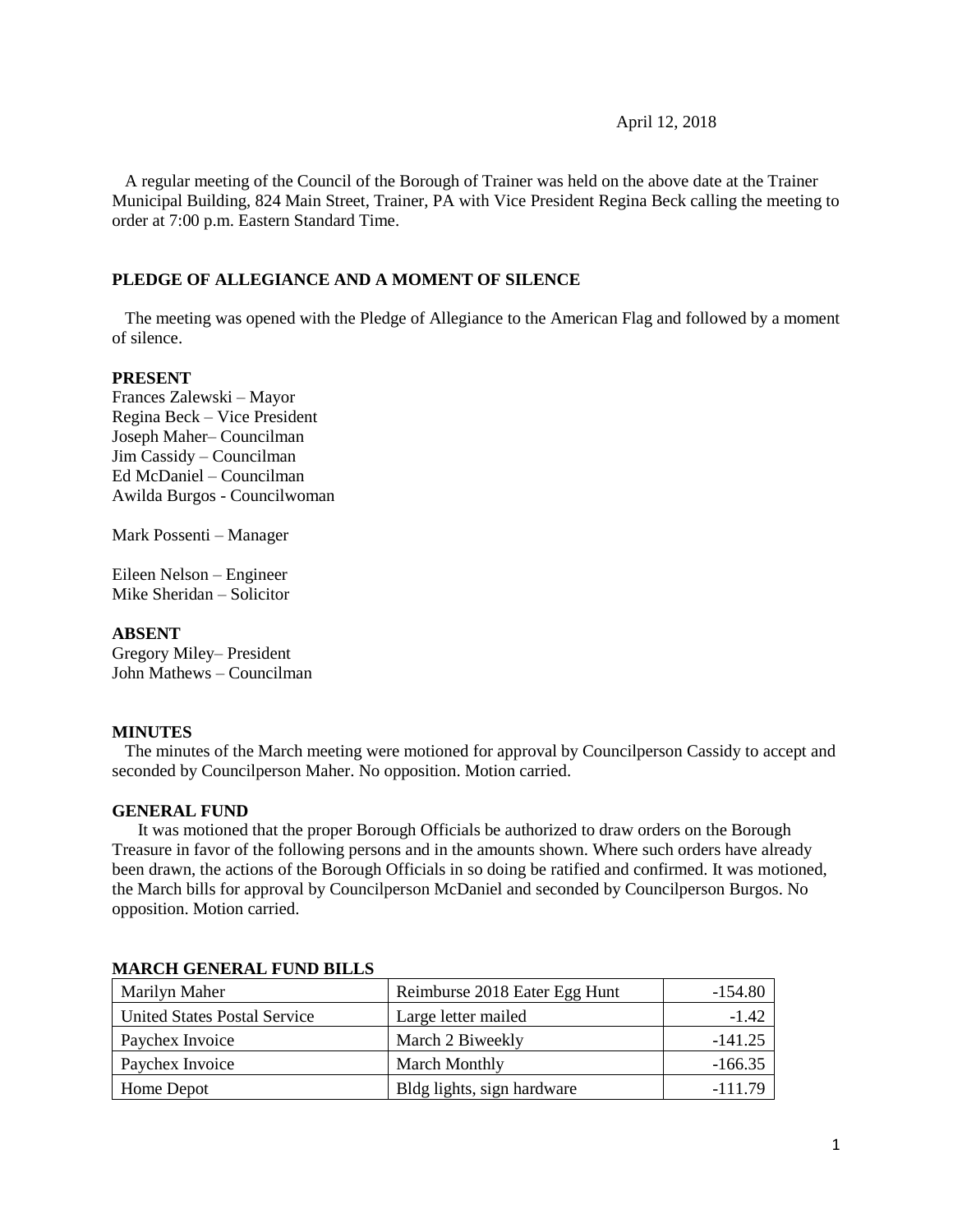April 12, 2018

A regular meeting of the Council of the Borough of Trainer was held on the above date at the Trainer Municipal Building, 824 Main Street, Trainer, PA with Vice President Regina Beck calling the meeting to order at 7:00 p.m. Eastern Standard Time.

**PLEDGE OF ALLEGIANCE AND A MOMENT OF SILENCE**

The meeting was opened with the Pledge of Allegiance to the American Flag and followed by a moment of silence.

**PRESENT**

Frances Zalewski – Mayor
Regina Beck – Vice President
Joseph Maher– Councilman
Jim Cassidy – Councilman
Ed McDaniel – Councilman
Awilda Burgos - Councilwoman

Mark Possenti – Manager

Eileen Nelson – Engineer
Mike Sheridan – Solicitor

**ABSENT**

Gregory Miley– President
John Mathews – Councilman

**MINUTES**

The minutes of the March meeting were motioned for approval by Councilperson Cassidy to accept and seconded by Councilperson Maher. No opposition. Motion carried.

**GENERAL FUND**

It was motioned that the proper Borough Officials be authorized to draw orders on the Borough Treasure in favor of the following persons and in the amounts shown. Where such orders have already been drawn, the actions of the Borough Officials in so doing be ratified and confirmed. It was motioned, the March bills for approval by Councilperson McDaniel and seconded by Councilperson Burgos. No opposition. Motion carried.

**MARCH GENERAL FUND BILLS**

| | | |
|---|---|---:|
| Marilyn Maher | Reimburse 2018 Eater Egg Hunt | -154.80 |
| United States Postal Service | Large letter mailed | -1.42 |
| Paychex Invoice | March 2 Biweekly | -141.25 |
| Paychex Invoice | March Monthly | -166.35 |
| Home Depot | Bldg lights, sign hardware | -111.79 |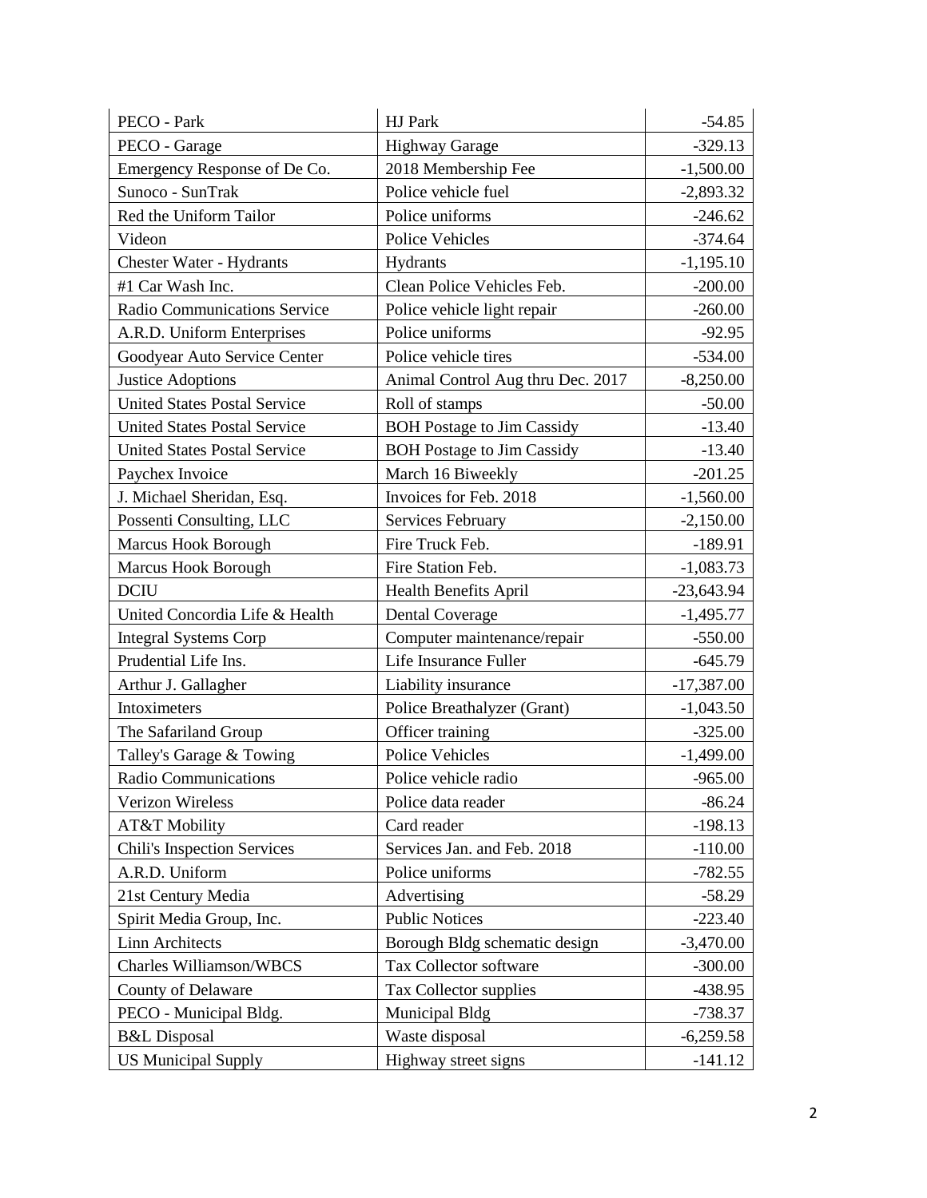| PECO - Park | HJ Park | -54.85 |
|---|---|---|
| PECO - Garage | Highway Garage | -329.13 |
| Emergency Response of De Co. | 2018 Membership Fee | -1,500.00 |
| Sunoco - SunTrak | Police vehicle fuel | -2,893.32 |
| Red the Uniform Tailor | Police uniforms | -246.62 |
| Videon | Police Vehicles | -374.64 |
| Chester Water - Hydrants | Hydrants | -1,195.10 |
| #1 Car Wash Inc. | Clean Police Vehicles Feb. | -200.00 |
| Radio Communications Service | Police vehicle light repair | -260.00 |
| A.R.D. Uniform Enterprises | Police uniforms | -92.95 |
| Goodyear Auto Service Center | Police vehicle tires | -534.00 |
| Justice Adoptions | Animal Control Aug thru Dec. 2017 | -8,250.00 |
| United States Postal Service | Roll of stamps | -50.00 |
| United States Postal Service | BOH Postage to Jim Cassidy | -13.40 |
| United States Postal Service | BOH Postage to Jim Cassidy | -13.40 |
| Paychex Invoice | March 16 Biweekly | -201.25 |
| J. Michael Sheridan, Esq. | Invoices for Feb. 2018 | -1,560.00 |
| Possenti Consulting, LLC | Services February | -2,150.00 |
| Marcus Hook Borough | Fire Truck Feb. | -189.91 |
| Marcus Hook Borough | Fire Station Feb. | -1,083.73 |
| DCIU | Health Benefits April | -23,643.94 |
| United Concordia Life & Health | Dental Coverage | -1,495.77 |
| Integral Systems Corp | Computer maintenance/repair | -550.00 |
| Prudential Life Ins. | Life Insurance Fuller | -645.79 |
| Arthur J. Gallagher | Liability insurance | -17,387.00 |
| Intoximeters | Police Breathalyzer (Grant) | -1,043.50 |
| The Safariland Group | Officer training | -325.00 |
| Talley's Garage & Towing | Police Vehicles | -1,499.00 |
| Radio Communications | Police vehicle radio | -965.00 |
| Verizon Wireless | Police data reader | -86.24 |
| AT&T Mobility | Card reader | -198.13 |
| Chili's Inspection Services | Services Jan. and Feb. 2018 | -110.00 |
| A.R.D. Uniform | Police uniforms | -782.55 |
| 21st Century Media | Advertising | -58.29 |
| Spirit Media Group, Inc. | Public Notices | -223.40 |
| Linn Architects | Borough Bldg schematic design | -3,470.00 |
| Charles Williamson/WBCS | Tax Collector software | -300.00 |
| County of Delaware | Tax Collector supplies | -438.95 |
| PECO - Municipal Bldg. | Municipal Bldg | -738.37 |
| B&L Disposal | Waste disposal | -6,259.58 |
| US Municipal Supply | Highway street signs | -141.12 |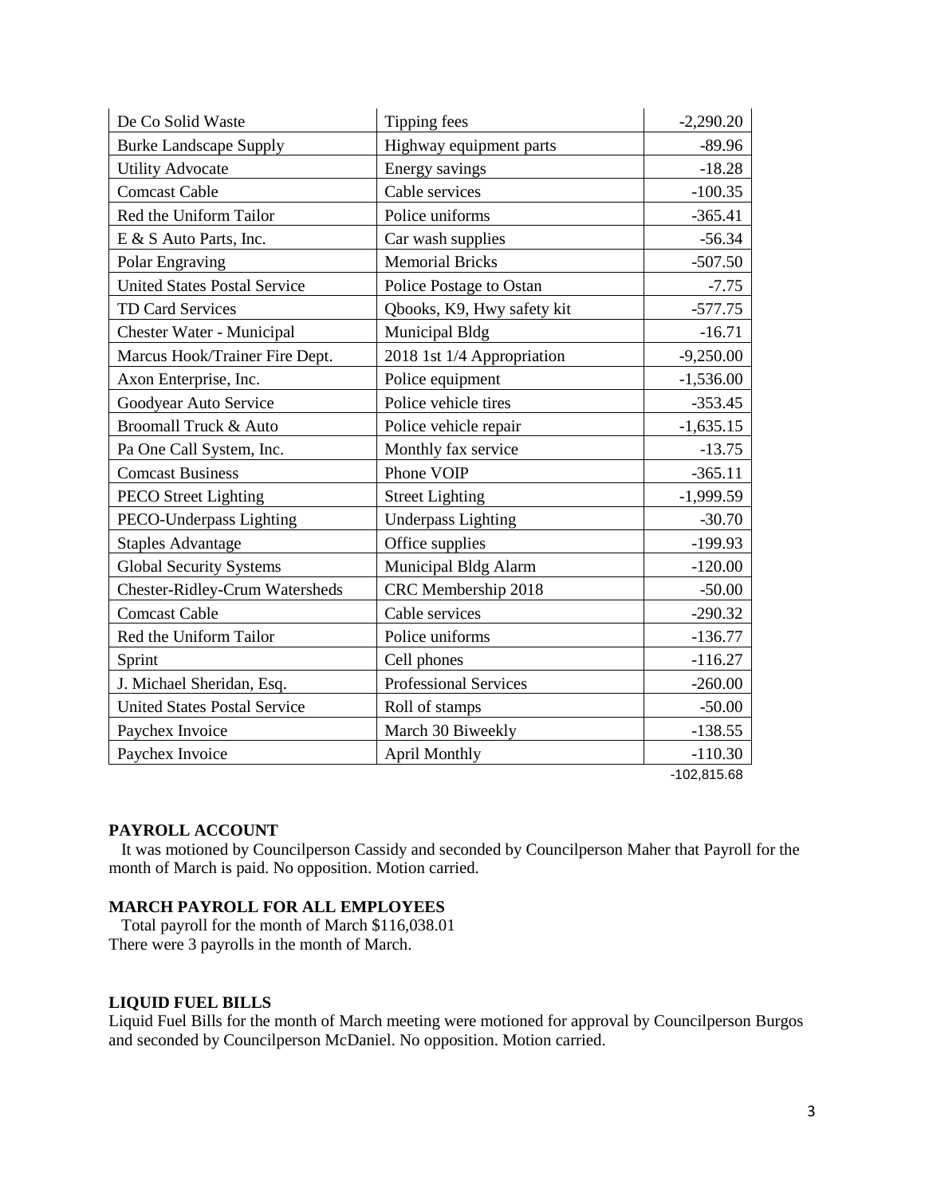| De Co Solid Waste | Tipping fees | -2,290.20 |
|---|---|---|
| Burke Landscape Supply | Highway equipment parts | -89.96 |
| Utility Advocate | Energy savings | -18.28 |
| Comcast Cable | Cable services | -100.35 |
| Red the Uniform Tailor | Police uniforms | -365.41 |
| E & S Auto Parts, Inc. | Car wash supplies | -56.34 |
| Polar Engraving | Memorial Bricks | -507.50 |
| United States Postal Service | Police Postage to Ostan | -7.75 |
| TD Card Services | Qbooks, K9, Hwy safety kit | -577.75 |
| Chester Water - Municipal | Municipal Bldg | -16.71 |
| Marcus Hook/Trainer Fire Dept. | 2018 1st 1/4 Appropriation | -9,250.00 |
| Axon Enterprise, Inc. | Police equipment | -1,536.00 |
| Goodyear Auto Service | Police vehicle tires | -353.45 |
| Broomall Truck & Auto | Police vehicle repair | -1,635.15 |
| Pa One Call System, Inc. | Monthly fax service | -13.75 |
| Comcast Business | Phone VOIP | -365.11 |
| PECO Street Lighting | Street Lighting | -1,999.59 |
| PECO-Underpass Lighting | Underpass Lighting | -30.70 |
| Staples Advantage | Office supplies | -199.93 |
| Global Security Systems | Municipal Bldg Alarm | -120.00 |
| Chester-Ridley-Crum Watersheds | CRC Membership 2018 | -50.00 |
| Comcast Cable | Cable services | -290.32 |
| Red the Uniform Tailor | Police uniforms | -136.77 |
| Sprint | Cell phones | -116.27 |
| J. Michael Sheridan, Esq. | Professional Services | -260.00 |
| United States Postal Service | Roll of stamps | -50.00 |
| Paychex Invoice | March 30 Biweekly | -138.55 |
| Paychex Invoice | April Monthly | -110.30 |
| | | -102,815.68 |

**PAYROLL ACCOUNT**

It was motioned by Councilperson Cassidy and seconded by Councilperson Maher that Payroll for the month of March is paid. No opposition. Motion carried.

**MARCH PAYROLL FOR ALL EMPLOYEES**

Total payroll for the month of March $116,038.01
There were 3 payrolls in the month of March.

**LIQUID FUEL BILLS**

Liquid Fuel Bills for the month of March meeting were motioned for approval by Councilperson Burgos and seconded by Councilperson McDaniel. No opposition. Motion carried.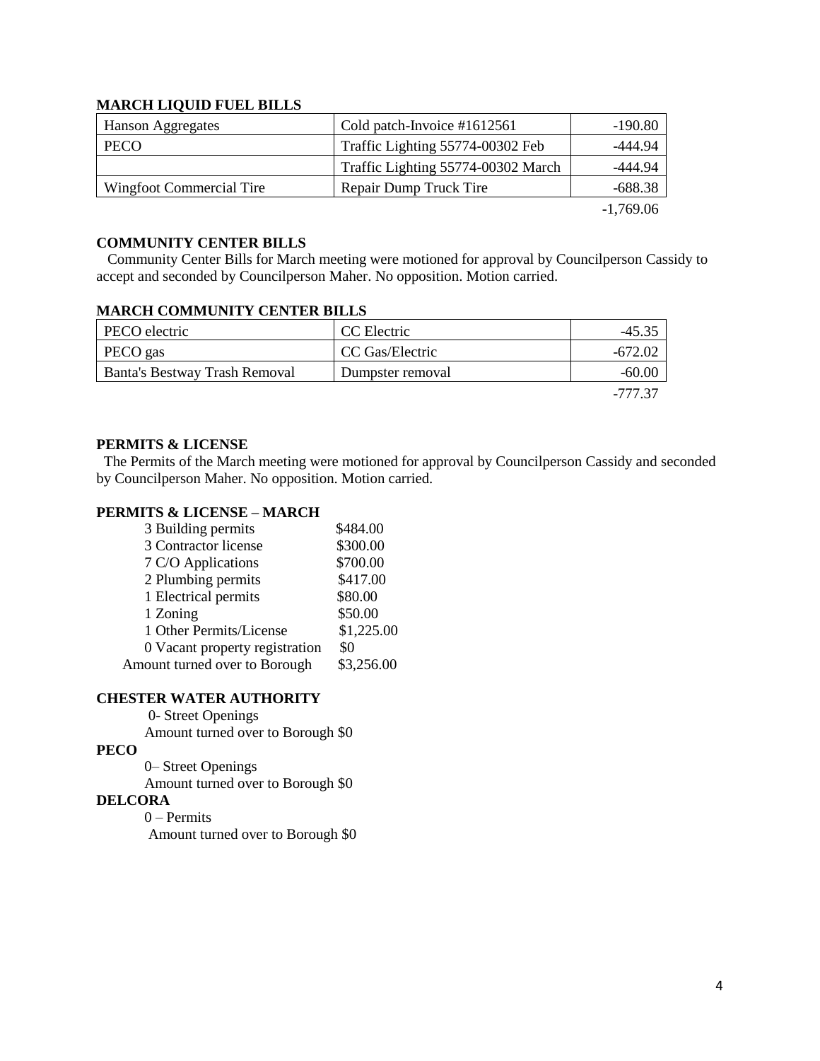**MARCH LIQUID FUEL BILLS**

| | | |
|---|---|---|
| Hanson Aggregates | Cold patch-Invoice #1612561 | -190.80 |
| PECO | Traffic Lighting 55774-00302 Feb | -444.94 |
| | Traffic Lighting 55774-00302 March | -444.94 |
| Wingfoot Commercial Tire | Repair Dump Truck Tire | -688.38 |
| | | -1,769.06 |

**COMMUNITY CENTER BILLS**

Community Center Bills for March meeting were motioned for approval by Councilperson Cassidy to accept and seconded by Councilperson Maher. No opposition. Motion carried.

**MARCH COMMUNITY CENTER BILLS**

| | | |
|---|---|---|
| PECO electric | CC Electric | -45.35 |
| PECO gas | CC Gas/Electric | -672.02 |
| Banta's Bestway Trash Removal | Dumpster removal | -60.00 |
| | | -777.37 |

**PERMITS & LICENSE**

The Permits of the March meeting were motioned for approval by Councilperson Cassidy and seconded by Councilperson Maher. No opposition. Motion carried.

**PERMITS & LICENSE – MARCH**

| | |
|---|---|
| 3 Building permits | $484.00 |
| 3 Contractor license | $300.00 |
| 7 C/O Applications | $700.00 |
| 2 Plumbing permits | $417.00 |
| 1 Electrical permits | $80.00 |
| 1 Zoning | $50.00 |
| 1 Other Permits/License | $1,225.00 |
| 0 Vacant property registration | $0 |
| Amount turned over to Borough | $3,256.00 |

**CHESTER WATER AUTHORITY**

0- Street Openings
Amount turned over to Borough $0

**PECO**

0– Street Openings
Amount turned over to Borough $0

**DELCORA**

0 – Permits
Amount turned over to Borough $0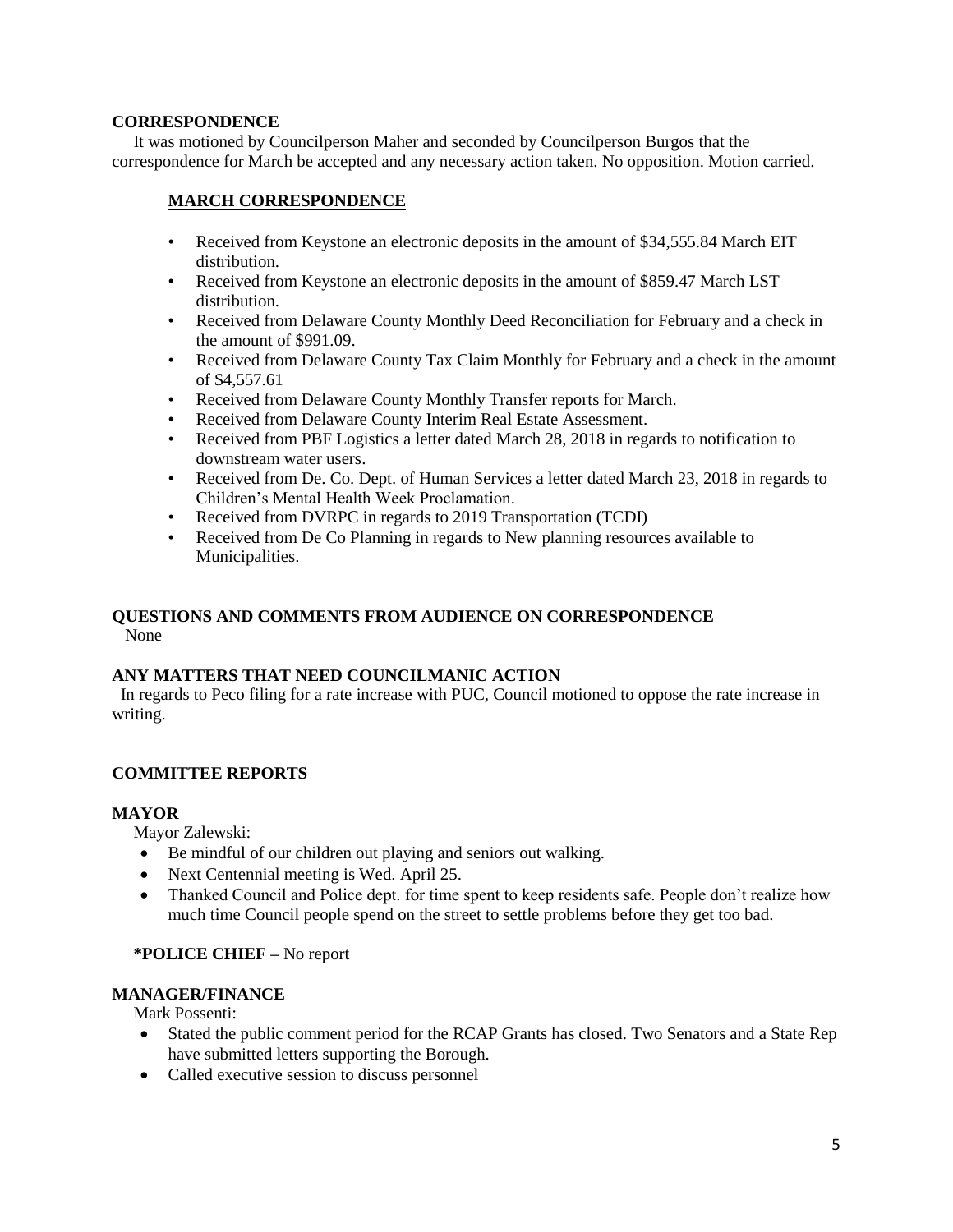**CORRESPONDENCE**

It was motioned by Councilperson Maher and seconded by Councilperson Burgos that the correspondence for March be accepted and any necessary action taken. No opposition. Motion carried.

**MARCH CORRESPONDENCE**

- Received from Keystone an electronic deposits in the amount of $34,555.84 March EIT distribution.
- Received from Keystone an electronic deposits in the amount of $859.47 March LST distribution.
- Received from Delaware County Monthly Deed Reconciliation for February and a check in the amount of $991.09.
- Received from Delaware County Tax Claim Monthly for February and a check in the amount of $4,557.61
- Received from Delaware County Monthly Transfer reports for March.
- Received from Delaware County Interim Real Estate Assessment.
- Received from PBF Logistics a letter dated March 28, 2018 in regards to notification to downstream water users.
- Received from De. Co. Dept. of Human Services a letter dated March 23, 2018 in regards to Children's Mental Health Week Proclamation.
- Received from DVRPC in regards to 2019 Transportation (TCDI)
- Received from De Co Planning in regards to New planning resources available to Municipalities.

**QUESTIONS AND COMMENTS FROM AUDIENCE ON CORRESPONDENCE**

None

**ANY MATTERS THAT NEED COUNCILMANIC ACTION**

In regards to Peco filing for a rate increase with PUC, Council motioned to oppose the rate increase in writing.

**COMMITTEE REPORTS**

**MAYOR**

Mayor Zalewski:

- Be mindful of our children out playing and seniors out walking.
- Next Centennial meeting is Wed. April 25.
- Thanked Council and Police dept. for time spent to keep residents safe. People don't realize how much time Council people spend on the street to settle problems before they get too bad.

**\*POLICE CHIEF –** No report

**MANAGER/FINANCE**

Mark Possenti:

- Stated the public comment period for the RCAP Grants has closed. Two Senators and a State Rep have submitted letters supporting the Borough.
- Called executive session to discuss personnel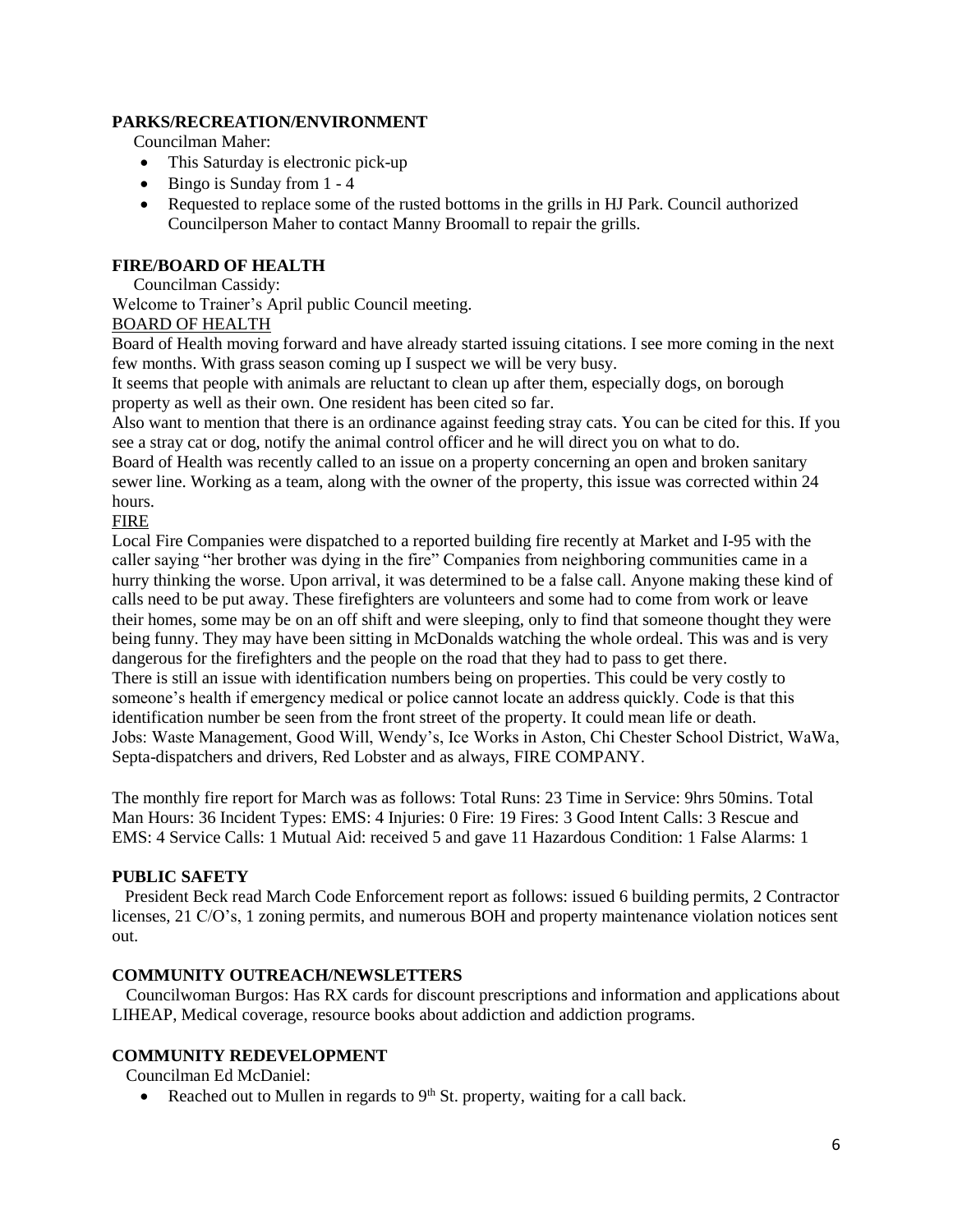**PARKS/RECREATION/ENVIRONMENT**

Councilman Maher:

- This Saturday is electronic pick-up
- Bingo is Sunday from 1 - 4
- Requested to replace some of the rusted bottoms in the grills in HJ Park. Council authorized Councilperson Maher to contact Manny Broomall to repair the grills.

**FIRE/BOARD OF HEALTH**

Councilman Cassidy:

Welcome to Trainer's April public Council meeting.

BOARD OF HEALTH

Board of Health moving forward and have already started issuing citations. I see more coming in the next few months. With grass season coming up I suspect we will be very busy.

It seems that people with animals are reluctant to clean up after them, especially dogs, on borough property as well as their own. One resident has been cited so far.

Also want to mention that there is an ordinance against feeding stray cats. You can be cited for this. If you see a stray cat or dog, notify the animal control officer and he will direct you on what to do.

Board of Health was recently called to an issue on a property concerning an open and broken sanitary sewer line. Working as a team, along with the owner of the property, this issue was corrected within 24 hours.

FIRE

Local Fire Companies were dispatched to a reported building fire recently at Market and I-95 with the caller saying "her brother was dying in the fire" Companies from neighboring communities came in a hurry thinking the worse. Upon arrival, it was determined to be a false call. Anyone making these kind of calls need to be put away. These firefighters are volunteers and some had to come from work or leave their homes, some may be on an off shift and were sleeping, only to find that someone thought they were being funny. They may have been sitting in McDonalds watching the whole ordeal. This was and is very dangerous for the firefighters and the people on the road that they had to pass to get there.

There is still an issue with identification numbers being on properties. This could be very costly to someone's health if emergency medical or police cannot locate an address quickly. Code is that this identification number be seen from the front street of the property. It could mean life or death.

Jobs: Waste Management, Good Will, Wendy's, Ice Works in Aston, Chi Chester School District, WaWa, Septa-dispatchers and drivers, Red Lobster and as always, FIRE COMPANY.

The monthly fire report for March was as follows: Total Runs: 23 Time in Service: 9hrs 50mins. Total Man Hours: 36 Incident Types: EMS: 4 Injuries: 0 Fire: 19 Fires: 3 Good Intent Calls: 3 Rescue and EMS: 4 Service Calls: 1 Mutual Aid: received 5 and gave 11 Hazardous Condition: 1 False Alarms: 1

**PUBLIC SAFETY**

President Beck read March Code Enforcement report as follows: issued 6 building permits, 2 Contractor licenses, 21 C/O's, 1 zoning permits, and numerous BOH and property maintenance violation notices sent out.

**COMMUNITY OUTREACH/NEWSLETTERS**

Councilwoman Burgos: Has RX cards for discount prescriptions and information and applications about LIHEAP, Medical coverage, resource books about addiction and addiction programs.

**COMMUNITY REDEVELOPMENT**

Councilman Ed McDaniel:

- Reached out to Mullen in regards to 9th St. property, waiting for a call back.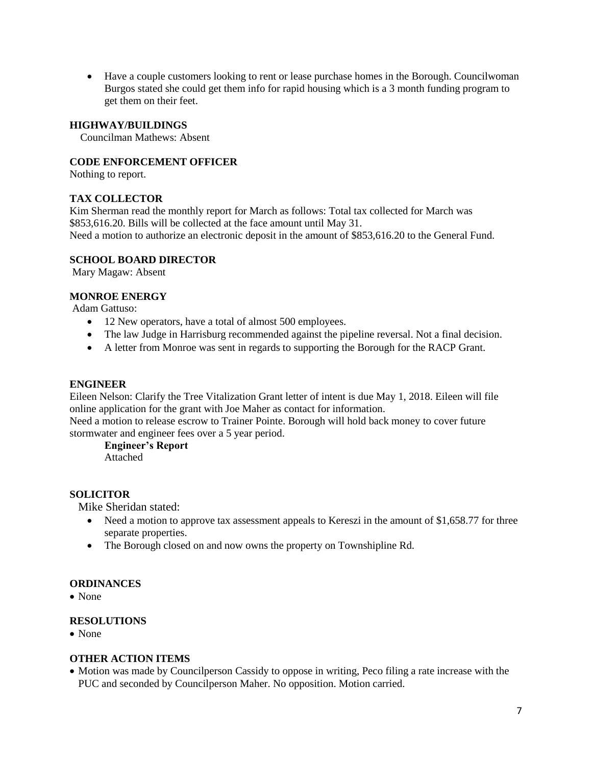- Have a couple customers looking to rent or lease purchase homes in the Borough. Councilwoman Burgos stated she could get them info for rapid housing which is a 3 month funding program to get them on their feet.

**HIGHWAY/BUILDINGS**

Councilman Mathews: Absent

**CODE ENFORCEMENT OFFICER**

Nothing to report.

**TAX COLLECTOR**

Kim Sherman read the monthly report for March as follows: Total tax collected for March was $853,616.20. Bills will be collected at the face amount until May 31.
Need a motion to authorize an electronic deposit in the amount of $853,616.20 to the General Fund.

**SCHOOL BOARD DIRECTOR**

Mary Magaw: Absent

**MONROE ENERGY**

Adam Gattuso:

- 12 New operators, have a total of almost 500 employees.
- The law Judge in Harrisburg recommended against the pipeline reversal. Not a final decision.
- A letter from Monroe was sent in regards to supporting the Borough for the RACP Grant.

**ENGINEER**

Eileen Nelson: Clarify the Tree Vitalization Grant letter of intent is due May 1, 2018. Eileen will file online application for the grant with Joe Maher as contact for information.
Need a motion to release escrow to Trainer Pointe. Borough will hold back money to cover future stormwater and engineer fees over a 5 year period.

**Engineer's Report**
Attached

**SOLICITOR**

Mike Sheridan stated:

- Need a motion to approve tax assessment appeals to Kereszi in the amount of $1,658.77 for three separate properties.
- The Borough closed on and now owns the property on Townshipline Rd.

**ORDINANCES**

- None

**RESOLUTIONS**

- None

**OTHER ACTION ITEMS**

- Motion was made by Councilperson Cassidy to oppose in writing, Peco filing a rate increase with the PUC and seconded by Councilperson Maher. No opposition. Motion carried.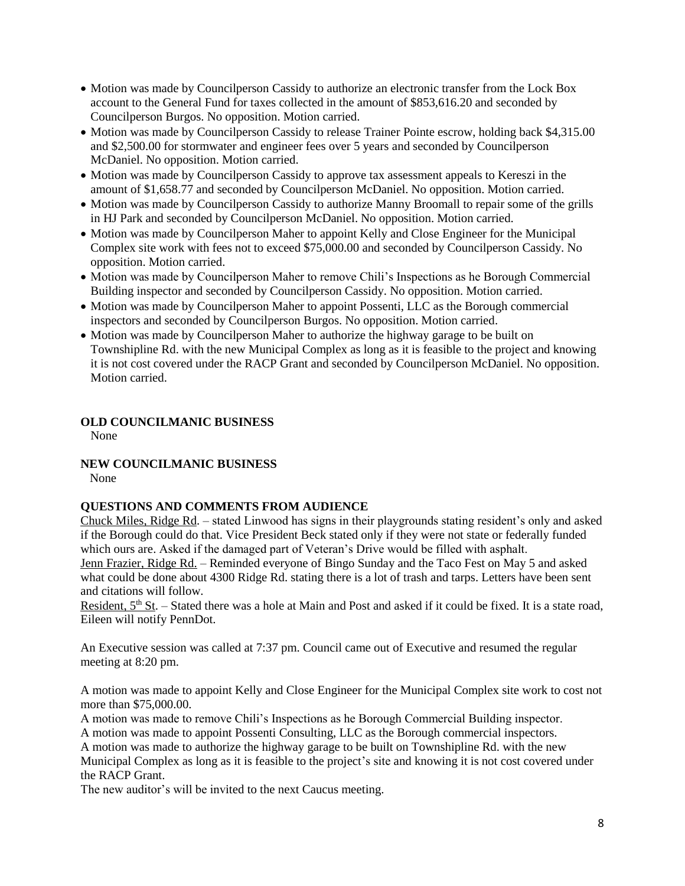- Motion was made by Councilperson Cassidy to authorize an electronic transfer from the Lock Box account to the General Fund for taxes collected in the amount of $853,616.20 and seconded by Councilperson Burgos. No opposition. Motion carried.
- Motion was made by Councilperson Cassidy to release Trainer Pointe escrow, holding back $4,315.00 and $2,500.00 for stormwater and engineer fees over 5 years and seconded by Councilperson McDaniel. No opposition. Motion carried.
- Motion was made by Councilperson Cassidy to approve tax assessment appeals to Kereszi in the amount of $1,658.77 and seconded by Councilperson McDaniel. No opposition. Motion carried.
- Motion was made by Councilperson Cassidy to authorize Manny Broomall to repair some of the grills in HJ Park and seconded by Councilperson McDaniel. No opposition. Motion carried.
- Motion was made by Councilperson Maher to appoint Kelly and Close Engineer for the Municipal Complex site work with fees not to exceed $75,000.00 and seconded by Councilperson Cassidy. No opposition. Motion carried.
- Motion was made by Councilperson Maher to remove Chili's Inspections as he Borough Commercial Building inspector and seconded by Councilperson Cassidy. No opposition. Motion carried.
- Motion was made by Councilperson Maher to appoint Possenti, LLC as the Borough commercial inspectors and seconded by Councilperson Burgos. No opposition. Motion carried.
- Motion was made by Councilperson Maher to authorize the highway garage to be built on Townshipline Rd. with the new Municipal Complex as long as it is feasible to the project and knowing it is not cost covered under the RACP Grant and seconded by Councilperson McDaniel. No opposition. Motion carried.

**OLD COUNCILMANIC BUSINESS**

None

**NEW COUNCILMANIC BUSINESS**

None

**QUESTIONS AND COMMENTS FROM AUDIENCE**

Chuck Miles, Ridge Rd. – stated Linwood has signs in their playgrounds stating resident's only and asked if the Borough could do that. Vice President Beck stated only if they were not state or federally funded which ours are. Asked if the damaged part of Veteran's Drive would be filled with asphalt.

Jenn Frazier, Ridge Rd. – Reminded everyone of Bingo Sunday and the Taco Fest on May 5 and asked what could be done about 4300 Ridge Rd. stating there is a lot of trash and tarps. Letters have been sent and citations will follow.

Resident, 5th St. – Stated there was a hole at Main and Post and asked if it could be fixed. It is a state road, Eileen will notify PennDot.

An Executive session was called at 7:37 pm. Council came out of Executive and resumed the regular meeting at 8:20 pm.

A motion was made to appoint Kelly and Close Engineer for the Municipal Complex site work to cost not more than $75,000.00.

A motion was made to remove Chili's Inspections as he Borough Commercial Building inspector.

A motion was made to appoint Possenti Consulting, LLC as the Borough commercial inspectors.

A motion was made to authorize the highway garage to be built on Townshipline Rd. with the new Municipal Complex as long as it is feasible to the project's site and knowing it is not cost covered under the RACP Grant.

The new auditor's will be invited to the next Caucus meeting.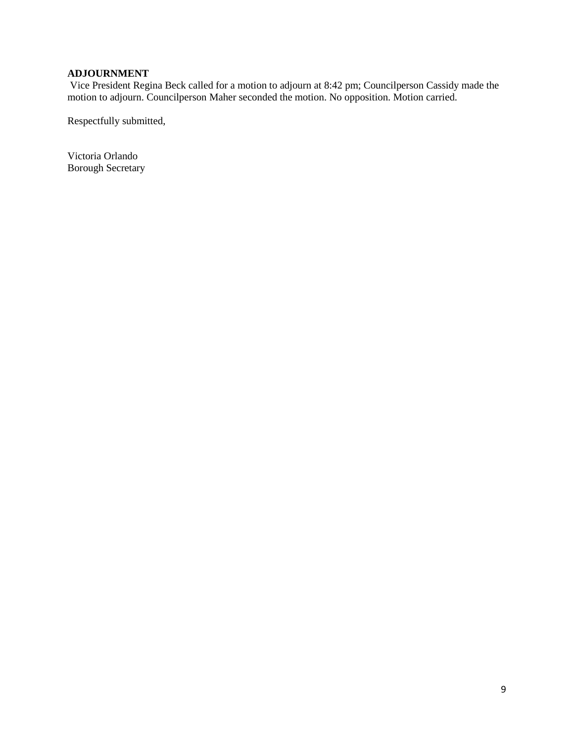**ADJOURNMENT**

Vice President Regina Beck called for a motion to adjourn at 8:42 pm; Councilperson Cassidy made the motion to adjourn. Councilperson Maher seconded the motion. No opposition. Motion carried.

Respectfully submitted,

Victoria Orlando
Borough Secretary